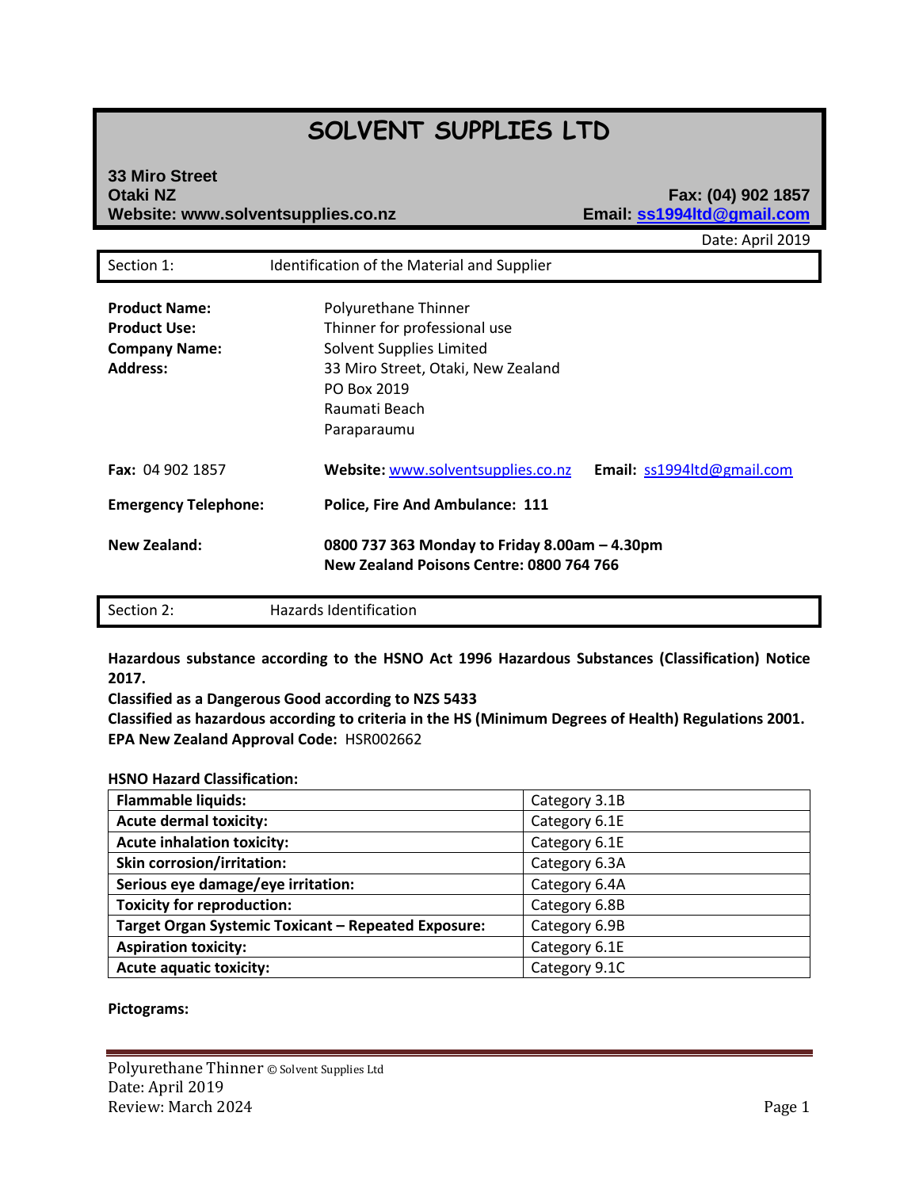# SOLVENT SUPPLIES LTD

**33 Miro Street**
**Otaki NZ**
**Website: www.solventsupplies.co.nz**

**Fax: (04) 902 1857**
**Email: ss1994ltd@gmail.com**

Date: April 2019

## Section 1: Identification of the Material and Supplier

**Product Name:** Polyurethane Thinner
**Product Use:** Thinner for professional use
**Company Name:** Solvent Supplies Limited
**Address:** 33 Miro Street, Otaki, New Zealand
PO Box 2019
Raumati Beach
Paraparaumu

**Fax:** 04 902 1857 **Website:** www.solventsupplies.co.nz **Email:** ss1994ltd@gmail.com

**Emergency Telephone:** **Police, Fire And Ambulance: 111**

**New Zealand:** **0800 737 363 Monday to Friday 8.00am – 4.30pm**
**New Zealand Poisons Centre: 0800 764 766**

## Section 2: Hazards Identification

**Hazardous substance according to the HSNO Act 1996 Hazardous Substances (Classification) Notice 2017.**
**Classified as a Dangerous Good according to NZS 5433**
**Classified as hazardous according to criteria in the HS (Minimum Degrees of Health) Regulations 2001.**
**EPA New Zealand Approval Code:** HSR002662

**HSNO Hazard Classification:**

| | |
|---|---|
| **Flammable liquids:** | Category 3.1B |
| **Acute dermal toxicity:** | Category 6.1E |
| **Acute inhalation toxicity:** | Category 6.1E |
| **Skin corrosion/irritation:** | Category 6.3A |
| **Serious eye damage/eye irritation:** | Category 6.4A |
| **Toxicity for reproduction:** | Category 6.8B |
| **Target Organ Systemic Toxicant – Repeated Exposure:** | Category 6.9B |
| **Aspiration toxicity:** | Category 6.1E |
| **Acute aquatic toxicity:** | Category 9.1C |

**Pictograms:**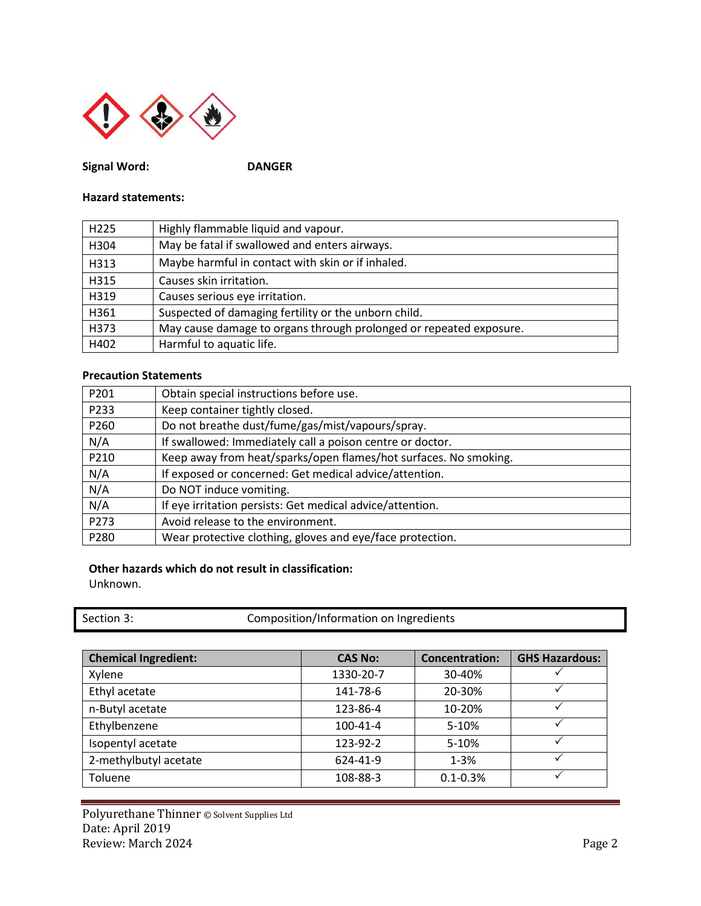**Signal Word:** **DANGER**

**Hazard statements:**

| | |
|---|---|
| H225 | Highly flammable liquid and vapour. |
| H304 | May be fatal if swallowed and enters airways. |
| H313 | Maybe harmful in contact with skin or if inhaled. |
| H315 | Causes skin irritation. |
| H319 | Causes serious eye irritation. |
| H361 | Suspected of damaging fertility or the unborn child. |
| H373 | May cause damage to organs through prolonged or repeated exposure. |
| H402 | Harmful to aquatic life. |

**Precaution Statements**

| | |
|---|---|
| P201 | Obtain special instructions before use. |
| P233 | Keep container tightly closed. |
| P260 | Do not breathe dust/fume/gas/mist/vapours/spray. |
| N/A | If swallowed: Immediately call a poison centre or doctor. |
| P210 | Keep away from heat/sparks/open flames/hot surfaces. No smoking. |
| N/A | If exposed or concerned: Get medical advice/attention. |
| N/A | Do NOT induce vomiting. |
| N/A | If eye irritation persists: Get medical advice/attention. |
| P273 | Avoid release to the environment. |
| P280 | Wear protective clothing, gloves and eye/face protection. |

**Other hazards which do not result in classification:**
Unknown.

## Section 3: Composition/Information on Ingredients

| Chemical Ingredient: | CAS No: | Concentration: | GHS Hazardous: |
|---|---|---|---|
| Xylene | 1330-20-7 | 30-40% | ✓ |
| Ethyl acetate | 141-78-6 | 20-30% | ✓ |
| n-Butyl acetate | 123-86-4 | 10-20% | ✓ |
| Ethylbenzene | 100-41-4 | 5-10% | ✓ |
| Isopentyl acetate | 123-92-2 | 5-10% | ✓ |
| 2-methylbutyl acetate | 624-41-9 | 1-3% | ✓ |
| Toluene | 108-88-3 | 0.1-0.3% | ✓ |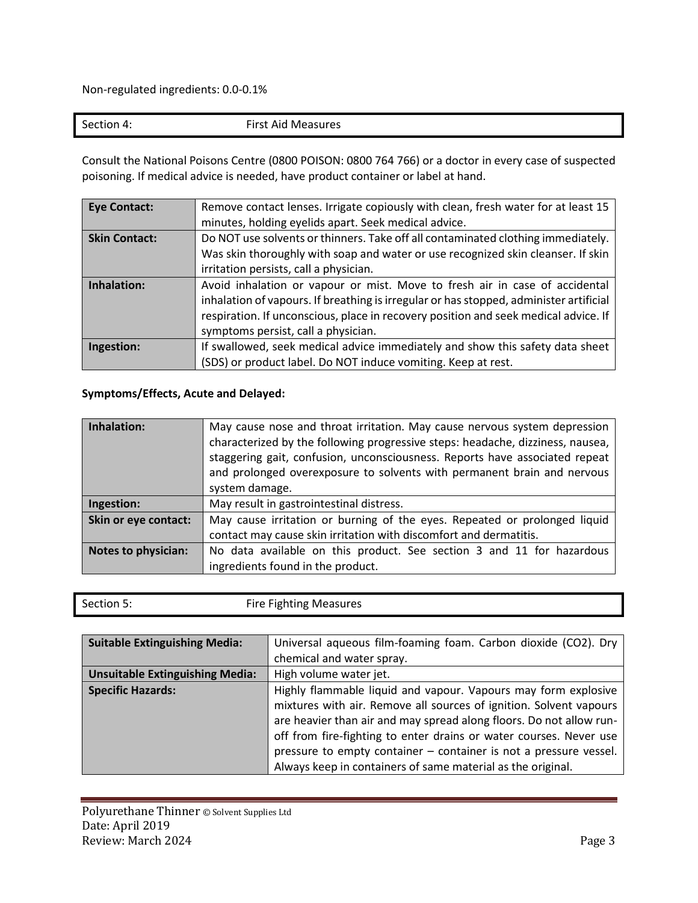Non-regulated ingredients: 0.0-0.1%

## Section 4: First Aid Measures

Consult the National Poisons Centre (0800 POISON: 0800 764 766) or a doctor in every case of suspected poisoning. If medical advice is needed, have product container or label at hand.

| | |
|---|---|
| **Eye Contact:** | Remove contact lenses. Irrigate copiously with clean, fresh water for at least 15 minutes, holding eyelids apart. Seek medical advice. |
| **Skin Contact:** | Do NOT use solvents or thinners. Take off all contaminated clothing immediately. Was skin thoroughly with soap and water or use recognized skin cleanser. If skin irritation persists, call a physician. |
| **Inhalation:** | Avoid inhalation or vapour or mist. Move to fresh air in case of accidental inhalation of vapours. If breathing is irregular or has stopped, administer artificial respiration. If unconscious, place in recovery position and seek medical advice. If symptoms persist, call a physician. |
| **Ingestion:** | If swallowed, seek medical advice immediately and show this safety data sheet (SDS) or product label. Do NOT induce vomiting. Keep at rest. |

**Symptoms/Effects, Acute and Delayed:**

| | |
|---|---|
| **Inhalation:** | May cause nose and throat irritation. May cause nervous system depression characterized by the following progressive steps: headache, dizziness, nausea, staggering gait, confusion, unconsciousness. Reports have associated repeat and prolonged overexposure to solvents with permanent brain and nervous system damage. |
| **Ingestion:** | May result in gastrointestinal distress. |
| **Skin or eye contact:** | May cause irritation or burning of the eyes. Repeated or prolonged liquid contact may cause skin irritation with discomfort and dermatitis. |
| **Notes to physician:** | No data available on this product. See section 3 and 11 for hazardous ingredients found in the product. |

## Section 5: Fire Fighting Measures

| | |
|---|---|
| **Suitable Extinguishing Media:** | Universal aqueous film-foaming foam. Carbon dioxide ($CO_2$). Dry chemical and water spray. |
| **Unsuitable Extinguishing Media:** | High volume water jet. |
| **Specific Hazards:** | Highly flammable liquid and vapour. Vapours may form explosive mixtures with air. Remove all sources of ignition. Solvent vapours are heavier than air and may spread along floors. Do not allow run-off from fire-fighting to enter drains or water courses. Never use pressure to empty container – container is not a pressure vessel. Always keep in containers of same material as the original. |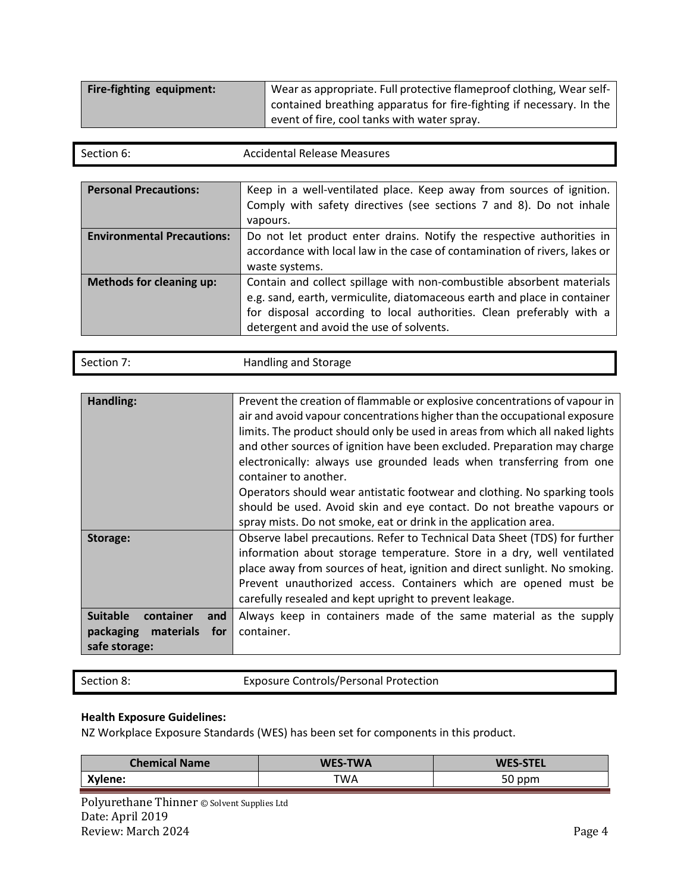| Fire-fighting equipment: | Wear as appropriate. Full protective flameproof clothing, Wear self-contained breathing apparatus for fire-fighting if necessary. In the event of fire, cool tanks with water spray. |
|---|---|

## Section 6: Accidental Release Measures

| **Personal Precautions:** | Keep in a well-ventilated place. Keep away from sources of ignition. Comply with safety directives (see sections 7 and 8). Do not inhale vapours. |
|---|---|
| **Environmental Precautions:** | Do not let product enter drains. Notify the respective authorities in accordance with local law in the case of contamination of rivers, lakes or waste systems. |
| **Methods for cleaning up:** | Contain and collect spillage with non-combustible absorbent materials e.g. sand, earth, vermiculite, diatomaceous earth and place in container for disposal according to local authorities. Clean preferably with a detergent and avoid the use of solvents. |

## Section 7: Handling and Storage

| **Handling:** | Prevent the creation of flammable or explosive concentrations of vapour in air and avoid vapour concentrations higher than the occupational exposure limits. The product should only be used in areas from which all naked lights and other sources of ignition have been excluded. Preparation may charge electronically: always use grounded leads when transferring from one container to another. Operators should wear antistatic footwear and clothing. No sparking tools should be used. Avoid skin and eye contact. Do not breathe vapours or spray mists. Do not smoke, eat or drink in the application area. |
|---|---|
| **Storage:** | Observe label precautions. Refer to Technical Data Sheet (TDS) for further information about storage temperature. Store in a dry, well ventilated place away from sources of heat, ignition and direct sunlight. No smoking. Prevent unauthorized access. Containers which are opened must be carefully resealed and kept upright to prevent leakage. |
| **Suitable container and packaging materials for safe storage:** | Always keep in containers made of the same material as the supply container. |

## Section 8: Exposure Controls/Personal Protection

**Health Exposure Guidelines:**
NZ Workplace Exposure Standards (WES) has been set for components in this product.

| Chemical Name | WES-TWA | WES-STEL |
|---|---|---|
| **Xylene:** | TWA | 50 ppm |

Polyurethane Thinner © Solvent Supplies Ltd
Date: April 2019
Review: March 2024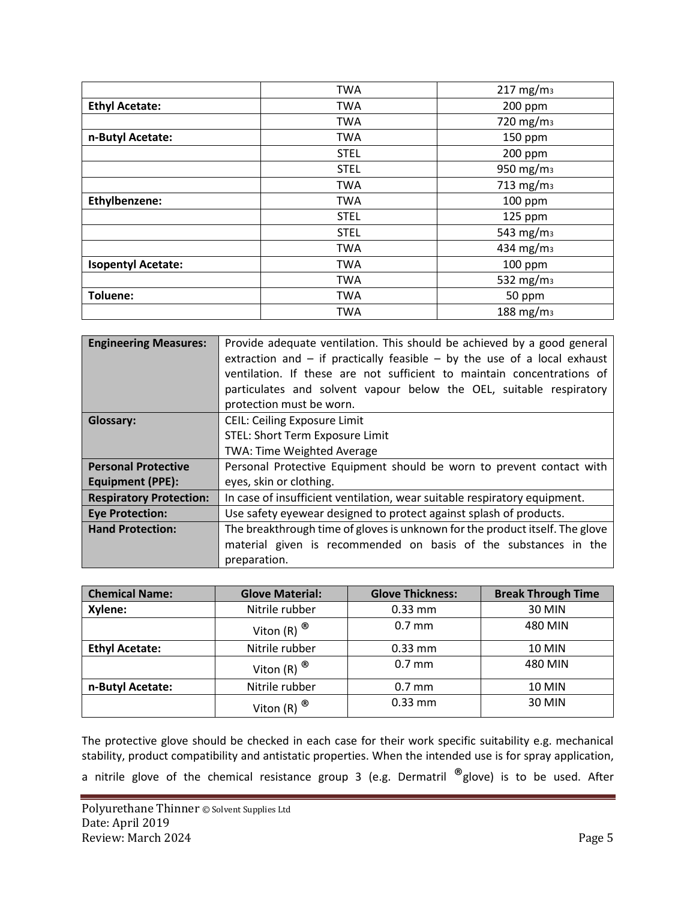| | | |
|---|---|---|
| | TWA | 217 mg/m3 |
| **Ethyl Acetate:** | TWA | 200 ppm |
| | TWA | 720 mg/m3 |
| **n-Butyl Acetate:** | TWA | 150 ppm |
| | STEL | 200 ppm |
| | STEL | 950 mg/m3 |
| | TWA | 713 mg/m3 |
| **Ethylbenzene:** | TWA | 100 ppm |
| | STEL | 125 ppm |
| | STEL | 543 mg/m3 |
| | TWA | 434 mg/m3 |
| **Isopentyl Acetate:** | TWA | 100 ppm |
| | TWA | 532 mg/m3 |
| **Toluene:** | TWA | 50 ppm |
| | TWA | 188 mg/m3 |

| | |
|---|---|
| **Engineering Measures:** | Provide adequate ventilation. This should be achieved by a good general extraction and – if practically feasible – by the use of a local exhaust ventilation. If these are not sufficient to maintain concentrations of particulates and solvent vapour below the OEL, suitable respiratory protection must be worn. |
| **Glossary:** | CEIL: Ceiling Exposure Limit<br>STEL: Short Term Exposure Limit<br>TWA: Time Weighted Average |
| **Personal Protective Equipment (PPE):** | Personal Protective Equipment should be worn to prevent contact with eyes, skin or clothing. |
| **Respiratory Protection:** | In case of insufficient ventilation, wear suitable respiratory equipment. |
| **Eye Protection:** | Use safety eyewear designed to protect against splash of products. |
| **Hand Protection:** | The breakthrough time of gloves is unknown for the product itself. The glove material given is recommended on basis of the substances in the preparation. |

| Chemical Name: | Glove Material: | Glove Thickness: | Break Through Time |
|---|---|---|---|
| **Xylene:** | Nitrile rubber | 0.33 mm | 30 MIN |
| | Viton (R) ® | 0.7 mm | 480 MIN |
| **Ethyl Acetate:** | Nitrile rubber | 0.33 mm | 10 MIN |
| | Viton (R) ® | 0.7 mm | 480 MIN |
| **n-Butyl Acetate:** | Nitrile rubber | 0.7 mm | 10 MIN |
| | Viton (R) ® | 0.33 mm | 30 MIN |

The protective glove should be checked in each case for their work specific suitability e.g. mechanical stability, product compatibility and antistatic properties. When the intended use is for spray application, a nitrile glove of the chemical resistance group 3 (e.g. Dermatril ®glove) is to be used. After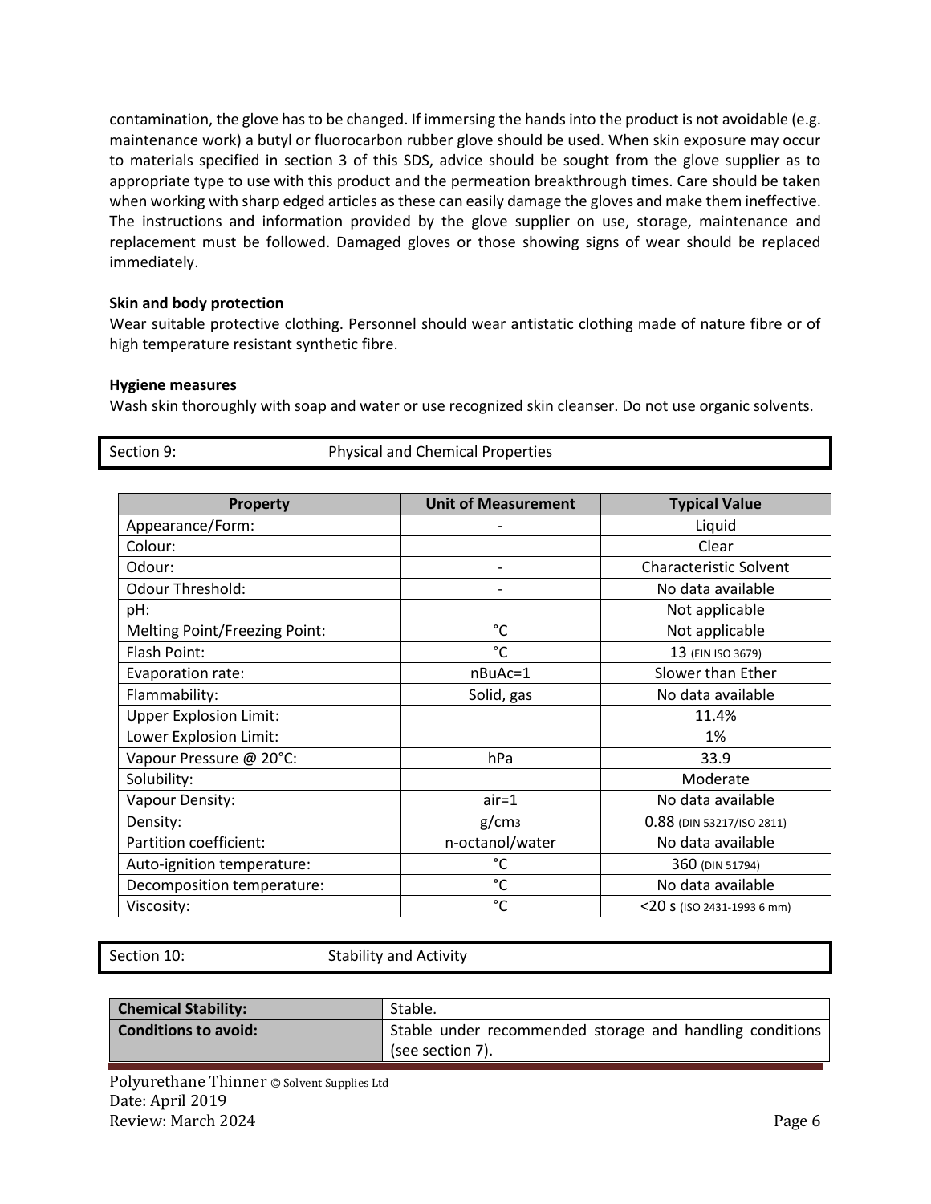contamination, the glove has to be changed. If immersing the hands into the product is not avoidable (e.g. maintenance work) a butyl or fluorocarbon rubber glove should be used. When skin exposure may occur to materials specified in section 3 of this SDS, advice should be sought from the glove supplier as to appropriate type to use with this product and the permeation breakthrough times. Care should be taken when working with sharp edged articles as these can easily damage the gloves and make them ineffective. The instructions and information provided by the glove supplier on use, storage, maintenance and replacement must be followed. Damaged gloves or those showing signs of wear should be replaced immediately.

**Skin and body protection**
Wear suitable protective clothing. Personnel should wear antistatic clothing made of nature fibre or of high temperature resistant synthetic fibre.

**Hygiene measures**
Wash skin thoroughly with soap and water or use recognized skin cleanser. Do not use organic solvents.

## Section 9: Physical and Chemical Properties

| Property | Unit of Measurement | Typical Value |
|---|---|---|
| Appearance/Form: | - | Liquid |
| Colour: | | Clear |
| Odour: | - | Characteristic Solvent |
| Odour Threshold: | - | No data available |
| pH: | | Not applicable |
| Melting Point/Freezing Point: | °C | Not applicable |
| Flash Point: | °C | 13 (EIN ISO 3679) |
| Evaporation rate: | nBuAc=1 | Slower than Ether |
| Flammability: | Solid, gas | No data available |
| Upper Explosion Limit: | | 11.4% |
| Lower Explosion Limit: | | 1% |
| Vapour Pressure @ 20°C: | hPa | 33.9 |
| Solubility: | | Moderate |
| Vapour Density: | air=1 | No data available |
| Density: | $g/cm^3$ | 0.88 (DIN 53217/ISO 2811) |
| Partition coefficient: | n-octanol/water | No data available |
| Auto-ignition temperature: | °C | 360 (DIN 51794) |
| Decomposition temperature: | °C | No data available |
| Viscosity: | °C | <20 s (ISO 2431-1993 6 mm) |

## Section 10: Stability and Activity

| **Chemical Stability:** | Stable. |
|---|---|
| **Conditions to avoid:** | Stable under recommended storage and handling conditions (see section 7). |

Polyurethane Thinner © Solvent Supplies Ltd
Date: April 2019
Review: March 2024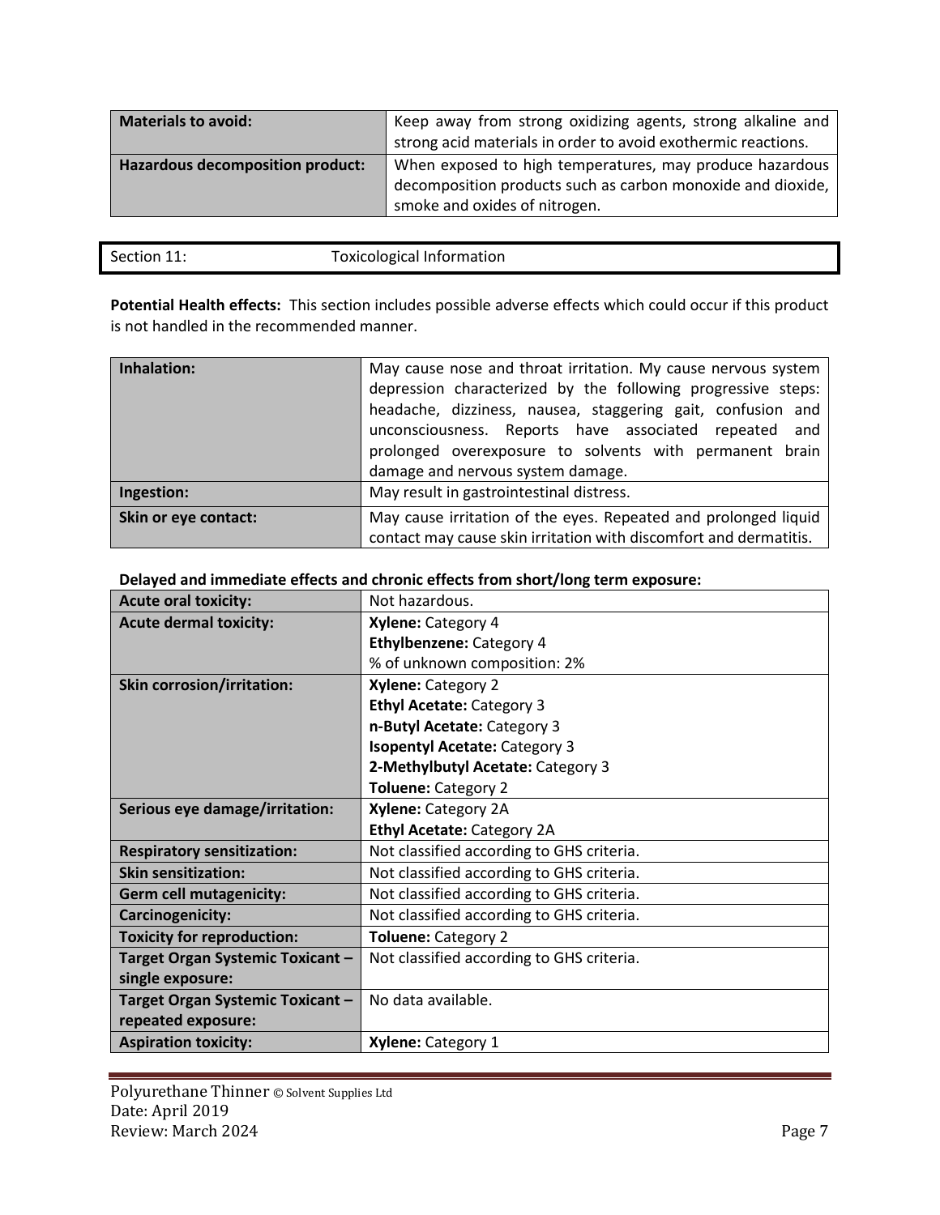| Materials to avoid: | Keep away from strong oxidizing agents, strong alkaline and strong acid materials in order to avoid exothermic reactions. |
| --- | --- |
| **Hazardous decomposition product:** | When exposed to high temperatures, may produce hazardous decomposition products such as carbon monoxide and dioxide, smoke and oxides of nitrogen. |

## Section 11: Toxicological Information

**Potential Health effects:** This section includes possible adverse effects which could occur if this product is not handled in the recommended manner.

| Inhalation: | May cause nose and throat irritation. My cause nervous system depression characterized by the following progressive steps: headache, dizziness, nausea, staggering gait, confusion and unconsciousness. Reports have associated repeated and prolonged overexposure to solvents with permanent brain damage and nervous system damage. |
| --- | --- |
| **Ingestion:** | May result in gastrointestinal distress. |
| **Skin or eye contact:** | May cause irritation of the eyes. Repeated and prolonged liquid contact may cause skin irritation with discomfort and dermatitis. |

**Delayed and immediate effects and chronic effects from short/long term exposure:**

| Acute oral toxicity: | Not hazardous. |
| --- | --- |
| **Acute dermal toxicity:** | **Xylene:** Category 4<br>**Ethylbenzene:** Category 4<br>% of unknown composition: 2% |
| **Skin corrosion/irritation:** | **Xylene:** Category 2<br>**Ethyl Acetate:** Category 3<br>**n-Butyl Acetate:** Category 3<br>**Isopentyl Acetate:** Category 3<br>**2-Methylbutyl Acetate:** Category 3<br>**Toluene:** Category 2 |
| **Serious eye damage/irritation:** | **Xylene:** Category 2A<br>**Ethyl Acetate:** Category 2A |
| **Respiratory sensitization:** | Not classified according to GHS criteria. |
| **Skin sensitization:** | Not classified according to GHS criteria. |
| **Germ cell mutagenicity:** | Not classified according to GHS criteria. |
| **Carcinogenicity:** | Not classified according to GHS criteria. |
| **Toxicity for reproduction:** | **Toluene:** Category 2 |
| **Target Organ Systemic Toxicant – single exposure:** | Not classified according to GHS criteria. |
| **Target Organ Systemic Toxicant – repeated exposure:** | No data available. |
| **Aspiration toxicity:** | **Xylene:** Category 1 |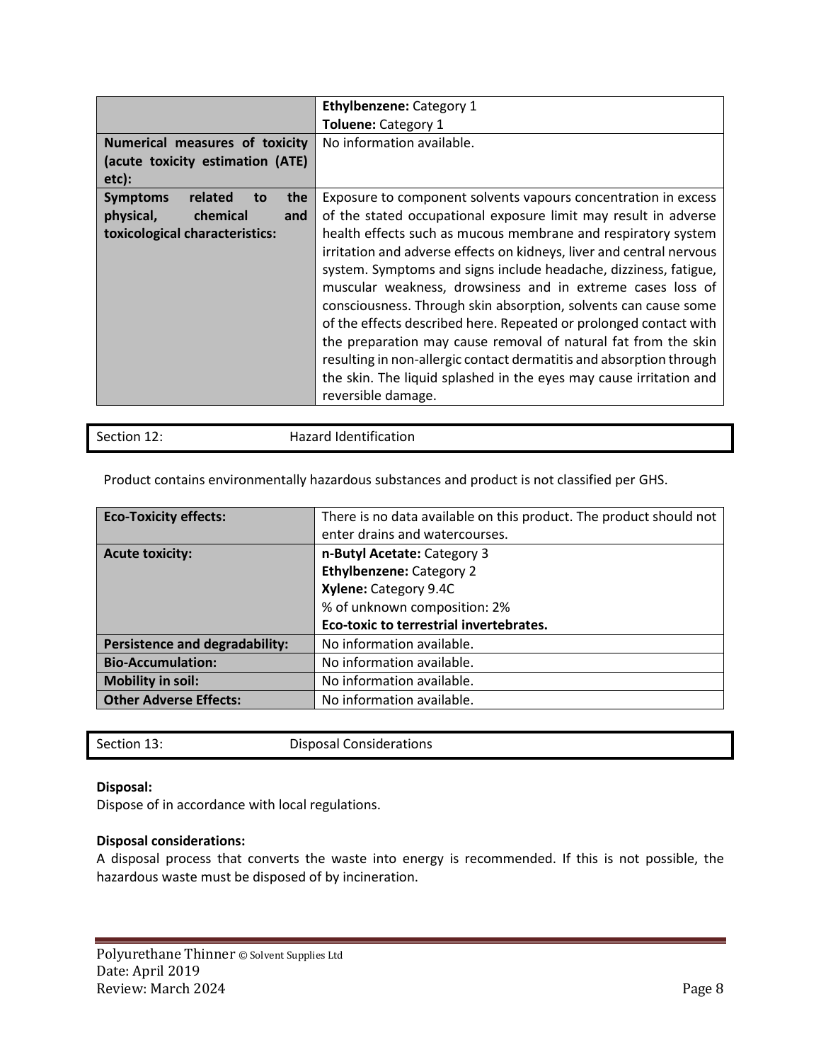| | |
|---|---|
| | **Ethylbenzene:** Category 1<br>**Toluene:** Category 1 |
| **Numerical measures of toxicity (acute toxicity estimation (ATE) etc):** | No information available. |
| **Symptoms related to the physical, chemical and toxicological characteristics:** | Exposure to component solvents vapours concentration in excess of the stated occupational exposure limit may result in adverse health effects such as mucous membrane and respiratory system irritation and adverse effects on kidneys, liver and central nervous system. Symptoms and signs include headache, dizziness, fatigue, muscular weakness, drowsiness and in extreme cases loss of consciousness. Through skin absorption, solvents can cause some of the effects described here. Repeated or prolonged contact with the preparation may cause removal of natural fat from the skin resulting in non-allergic contact dermatitis and absorption through the skin. The liquid splashed in the eyes may cause irritation and reversible damage. |

## Section 12: Hazard Identification

Product contains environmentally hazardous substances and product is not classified per GHS.

| | |
|---|---|
| **Eco-Toxicity effects:** | There is no data available on this product. The product should not enter drains and watercourses. |
| **Acute toxicity:** | **n-Butyl Acetate:** Category 3<br>**Ethylbenzene:** Category 2<br>**Xylene:** Category 9.4C<br>% of unknown composition: 2%<br>**Eco-toxic to terrestrial invertebrates.** |
| **Persistence and degradability:** | No information available. |
| **Bio-Accumulation:** | No information available. |
| **Mobility in soil:** | No information available. |
| **Other Adverse Effects:** | No information available. |

## Section 13: Disposal Considerations

**Disposal:**
Dispose of in accordance with local regulations.

**Disposal considerations:**
A disposal process that converts the waste into energy is recommended. If this is not possible, the hazardous waste must be disposed of by incineration.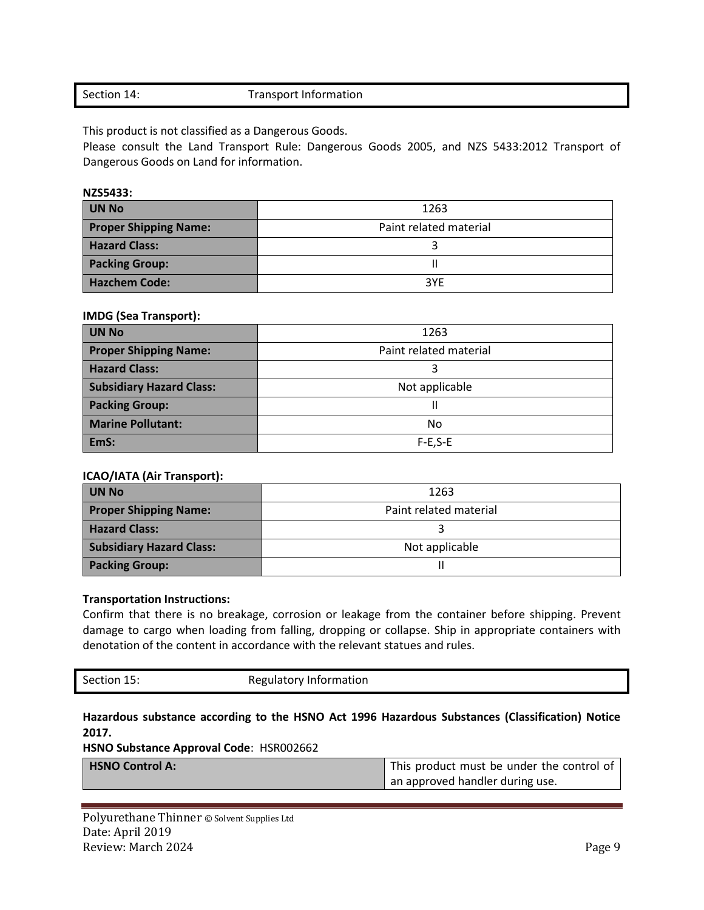## Section 14: Transport Information

This product is not classified as a Dangerous Goods.
Please consult the Land Transport Rule: Dangerous Goods 2005, and NZS 5433:2012 Transport of Dangerous Goods on Land for information.

**NZS5433:**

| | |
|---|---|
| **UN No** | 1263 |
| **Proper Shipping Name:** | Paint related material |
| **Hazard Class:** | 3 |
| **Packing Group:** | II |
| **Hazchem Code:** | 3YE |

**IMDG (Sea Transport):**

| | |
|---|---|
| **UN No** | 1263 |
| **Proper Shipping Name:** | Paint related material |
| **Hazard Class:** | 3 |
| **Subsidiary Hazard Class:** | Not applicable |
| **Packing Group:** | II |
| **Marine Pollutant:** | No |
| **EmS:** | F-E,S-E |

**ICAO/IATA (Air Transport):**

| | |
|---|---|
| **UN No** | 1263 |
| **Proper Shipping Name:** | Paint related material |
| **Hazard Class:** | 3 |
| **Subsidiary Hazard Class:** | Not applicable |
| **Packing Group:** | II |

**Transportation Instructions:**
Confirm that there is no breakage, corrosion or leakage from the container before shipping. Prevent damage to cargo when loading from falling, dropping or collapse. Ship in appropriate containers with denotation of the content in accordance with the relevant statues and rules.

## Section 15: Regulatory Information

**Hazardous substance according to the HSNO Act 1996 Hazardous Substances (Classification) Notice 2017.**

**HSNO Substance Approval Code**: HSR002662

| | |
|---|---|
| **HSNO Control A:** | This product must be under the control of an approved handler during use. |

Polyurethane Thinner © Solvent Supplies Ltd
Date: April 2019
Review: March 2024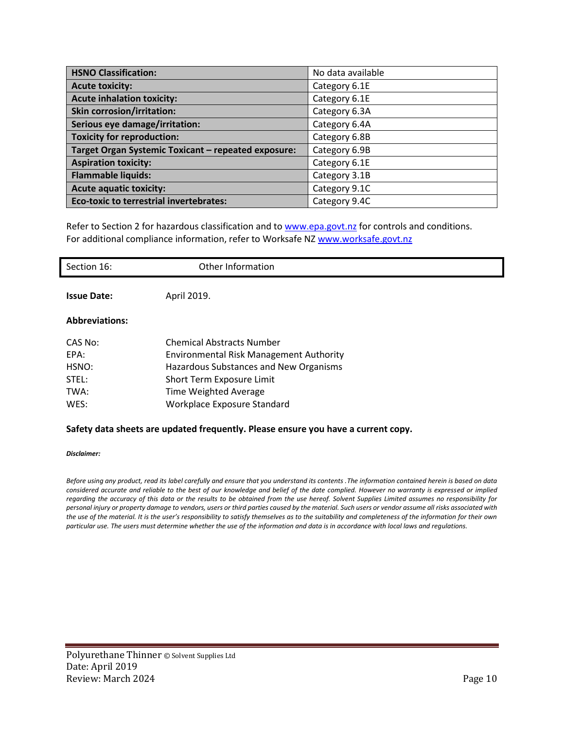| HSNO Classification: | No data available |
| --- | --- |
| **Acute toxicity:** | Category 6.1E |
| **Acute inhalation toxicity:** | Category 6.1E |
| **Skin corrosion/irritation:** | Category 6.3A |
| **Serious eye damage/irritation:** | Category 6.4A |
| **Toxicity for reproduction:** | Category 6.8B |
| **Target Organ Systemic Toxicant – repeated exposure:** | Category 6.9B |
| **Aspiration toxicity:** | Category 6.1E |
| **Flammable liquids:** | Category 3.1B |
| **Acute aquatic toxicity:** | Category 9.1C |
| **Eco-toxic to terrestrial invertebrates:** | Category 9.4C |

Refer to Section 2 for hazardous classification and to www.epa.govt.nz for controls and conditions.
For additional compliance information, refer to Worksafe NZ www.worksafe.govt.nz

## Section 16: Other Information

**Issue Date:** April 2019.

**Abbreviations:**

CAS No: Chemical Abstracts Number
EPA: Environmental Risk Management Authority
HSNO: Hazardous Substances and New Organisms
STEL: Short Term Exposure Limit
TWA: Time Weighted Average
WES: Workplace Exposure Standard

**Safety data sheets are updated frequently. Please ensure you have a current copy.**

***Disclaimer:***

*Before using any product, read its label carefully and ensure that you understand its contents .The information contained herein is based on data considered accurate and reliable to the best of our knowledge and belief of the date complied. However no warranty is expressed or implied regarding the accuracy of this data or the results to be obtained from the use hereof. Solvent Supplies Limited assumes no responsibility for personal injury or property damage to vendors, users or third parties caused by the material. Such users or vendor assume all risks associated with the use of the material. It is the user's responsibility to satisfy themselves as to the suitability and completeness of the information for their own particular use. The users must determine whether the use of the information and data is in accordance with local laws and regulations.*